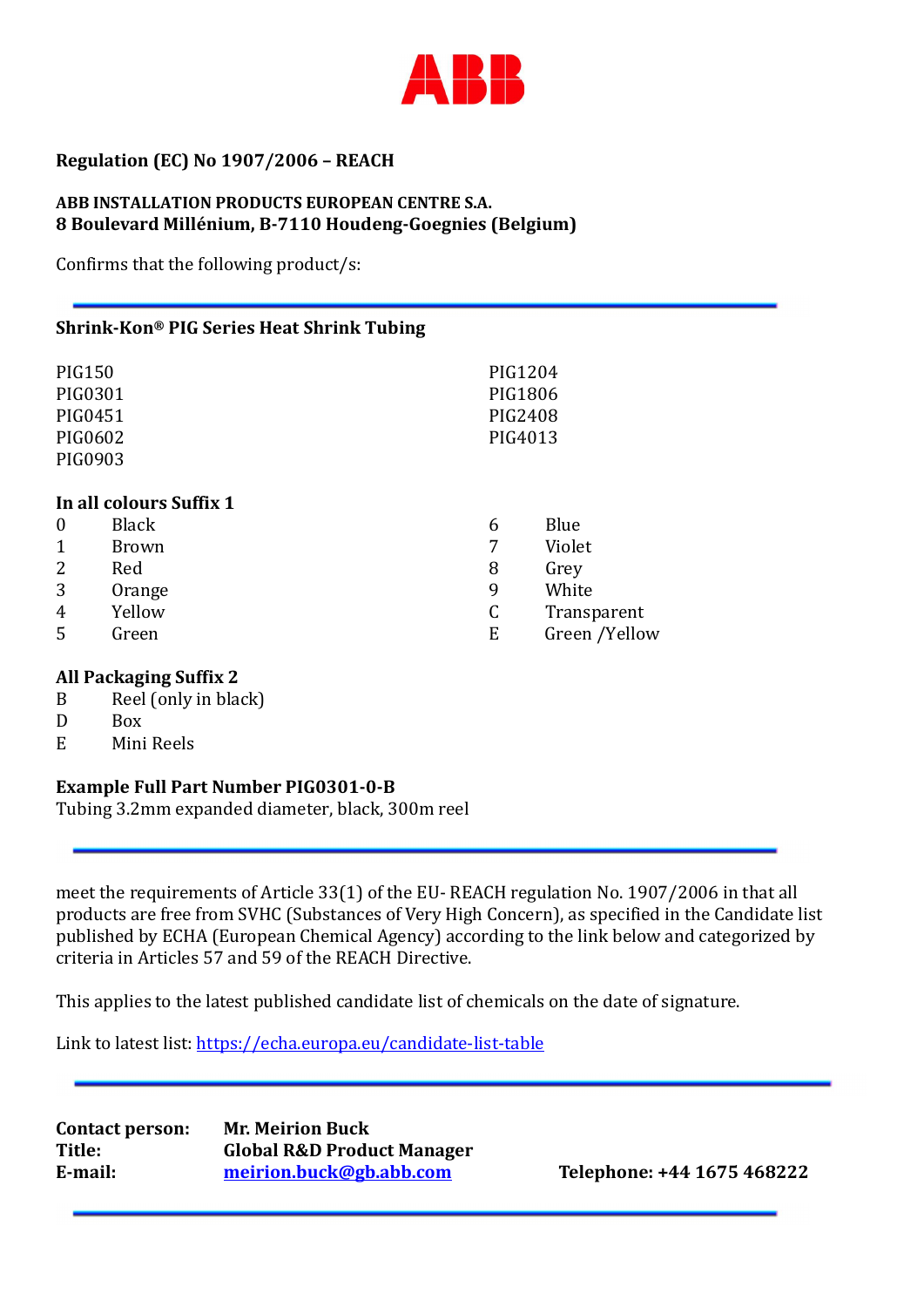ABB

**Regulation (EC) No 1907/2006 – REACH**

**ABB INSTALLATION PRODUCTS EUROPEAN CENTRE S.A.**
**8 Boulevard Millénium, B-7110 Houdeng-Goegnies (Belgium)**

Confirms that the following product/s:

---

**Shrink-Kon® PIG Series Heat Shrink Tubing**

PIG150
PIG0301
PIG0451
PIG0602
PIG0903
PIG1204
PIG1806
PIG2408
PIG4013

**In all colours Suffix 1**

| | | | |
|---|---|---|---|
| 0 | Black | 6 | Blue |
| 1 | Brown | 7 | Violet |
| 2 | Red | 8 | Grey |
| 3 | Orange | 9 | White |
| 4 | Yellow | C | Transparent |
| 5 | Green | E | Green /Yellow |

**All Packaging Suffix 2**

| | |
|---|---|
| B | Reel (only in black) |
| D | Box |
| E | Mini Reels |

**Example Full Part Number PIG0301-0-B**
Tubing 3.2mm expanded diameter, black, 300m reel

---

meet the requirements of Article 33(1) of the EU- REACH regulation No. 1907/2006 in that all products are free from SVHC (Substances of Very High Concern), as specified in the Candidate list published by ECHA (European Chemical Agency) according to the link below and categorized by criteria in Articles 57 and 59 of the REACH Directive.

This applies to the latest published candidate list of chemicals on the date of signature.

Link to latest list: https://echa.europa.eu/candidate-list-table

---

**Contact person:** **Mr. Meirion Buck**
**Title:** **Global R&D Product Manager**
**E-mail:** **meirion.buck@gb.abb.com** **Telephone: +44 1675 468222**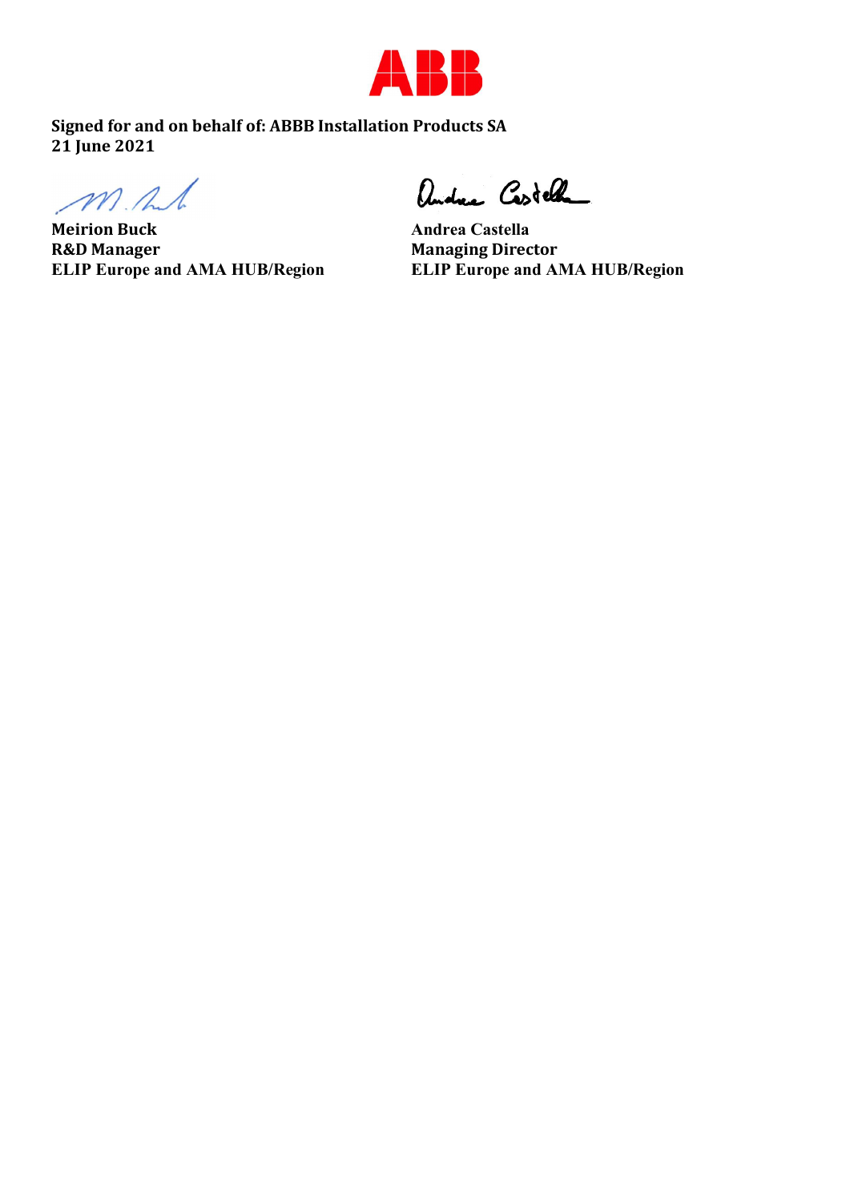**Signed for and on behalf of: ABBB Installation Products SA**
**21 June 2021**

**Meirion Buck**
**R&D Manager**
**ELIP Europe and AMA HUB/Region**

**Andrea Castella**
**Managing Director**
**ELIP Europe and AMA HUB/Region**